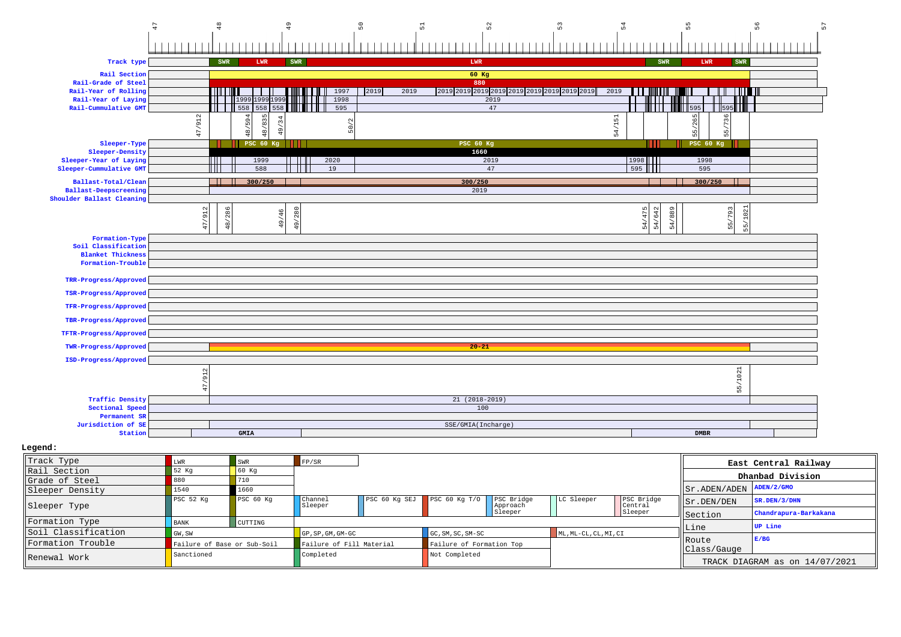47 | 48 | 49 | 50 | 51 | 52 | 53 | 54 | 55 | 56 | 57

| Parameter | Values |
|---|---|
| Track type | SWR, LWR, SWR, LWR, SWR, LWR, SWR |
| Rail Section | 60 Kg |
| Rail-Grade of Steel | 880 |
| Rail-Year of Rolling | 1997, 2019, 2019, 2019 2019 2019 2019 2019 2019 2019 2019 2019, 2019 |
| Rail-Year of Laying | 1999 1999 1999, 1998, 2019 |
| Rail-Cummulative GMT | 558 558 558, 595, 47, 595, 595 |
| | 47/912, 48/594, 48/835, 49/34, 50/2, 54/151, 55/265, 55/736 |
| Sleeper-Type | PSC 60 Kg, PSC 60 Kg, PSC 60 Kg |
| Sleeper-Density | 1660 |
| Sleeper-Year of Laying | 1999, 2020, 2019, 1998, 1998 |
| Sleeper-Cummulative GMT | 588, 19, 47, 595, 595 |
| Ballast-Total/Clean | 300/250, 300/250, 300/250 |
| Ballast-Deepscreening | 2019 |
| Shoulder Ballast Cleaning | |
| | 47/912, 48/286, 49/46, 49/280, 54/475, 54/642, 54/889, 55/793, 55/1021 |
| Formation-Type | |
| Soil Classification | |
| Blanket Thickness | |
| Formation-Trouble | |
| TRR-Progress/Approved | |
| TSR-Progress/Approved | |
| TFR-Progress/Approved | |
| TBR-Progress/Approved | |
| TFTR-Progress/Approved | |
| TWR-Progress/Approved | 20-21 |
| ISD-Progress/Approved | |
| | 47/912, 55/1021 |
| Traffic Density | 21 (2018-2019) |
| Sectional Speed | 100 |
| Permanent SR | |
| Jurisdiction of SE | SSE/GMIA(Incharge) |
| Station | GMIA, DMBR |

**Legend:**

| | | | | | | | | |
|---|---|---|---|---|---|---|---|---|
| Track Type | LWR | SWR | FP/SR | | | | | |
| Rail Section | 52 Kg | 60 Kg | | | | | | |
| Grade of Steel | 880 | 710 | | | | | | |
| Sleeper Density | 1540 | 1660 | | | | | | |
| Sleeper Type | PSC 52 Kg | PSC 60 Kg | Channel Sleeper | PSC 60 Kg SEJ | PSC 60 Kg T/O | PSC Bridge Approach Sleeper | LC Sleeper | PSC Bridge Central Sleeper |
| Formation Type | BANK | CUTTING | | | | | | |
| Soil Classification | GW, SW | | GP, SP, GM, GM-GC | | GC, SM, SC, SM-SC | | ML, ML-CL, CL, MI, CI | |
| Formation Trouble | Failure of Base or Sub-Soil | | Failure of Fill Material | | Failure of Formation Top | | | |
| Renewal Work | Sanctioned | | Completed | | Not Completed | | | |

| East Central Railway | |
|---|---|
| Dhanbad Division | |
| Sr.ADEN/ADEN | ADEN/2/GMO |
| Sr.DEN/DEN | SR.DEN/3/DHN |
| Section | Chandrapura-Barkakana |
| Line | UP Line |
| Route Class/Gauge | E/BG |
| TRACK DIAGRAM as on 14/07/2021 | |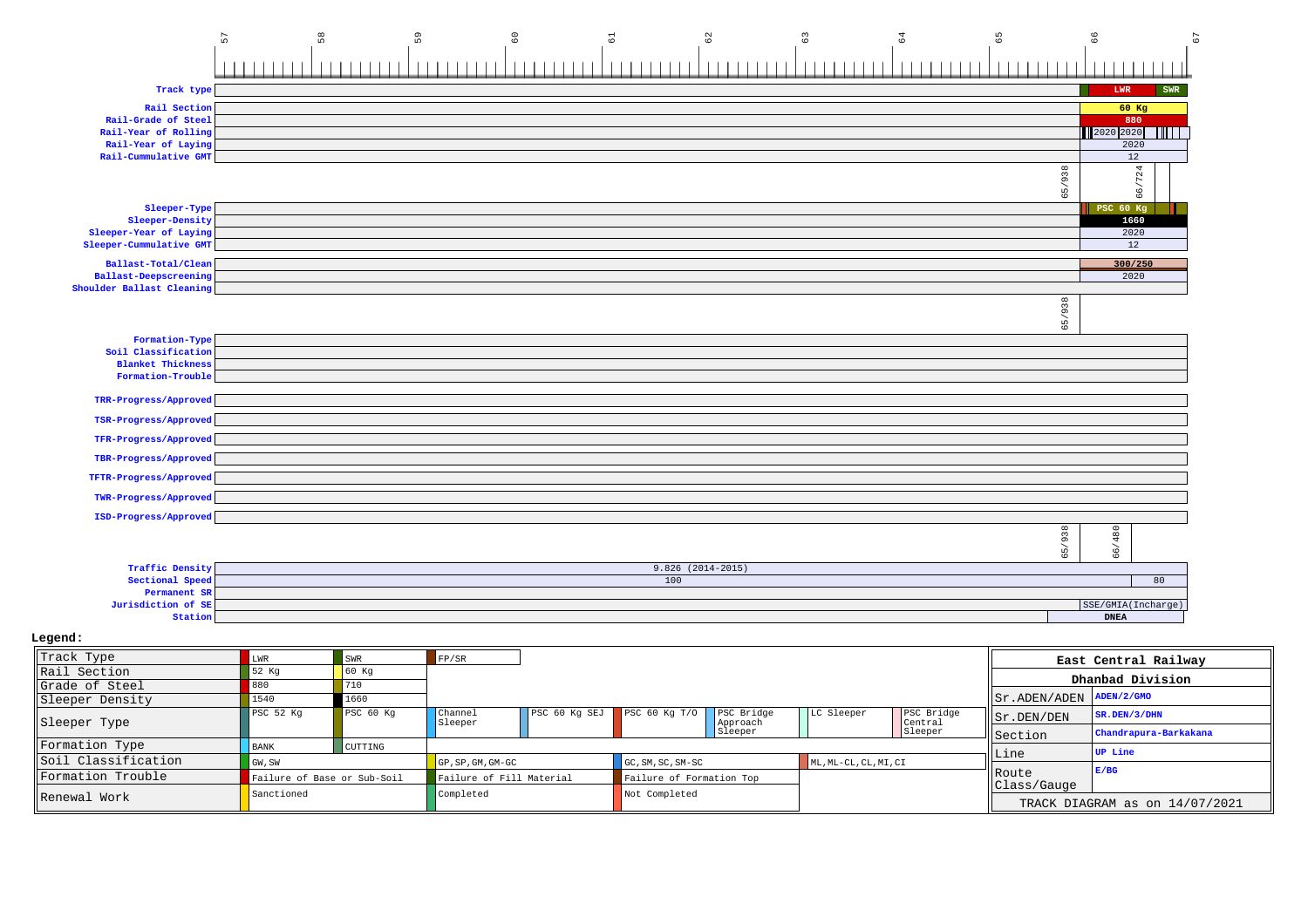| | 57 | 58 | 59 | 60 | 61 | 62 | 63 | 64 | 65 | 66 | 67 |
|---|---|---|---|---|---|---|---|---|---|---|---|
| **Track type** | | | | | | | | | | LWR / SWR | |
| **Rail Section** | | | | | | | | | | 60 Kg | |
| **Rail-Grade of Steel** | | | | | | | | | | 880 | |
| **Rail-Year of Rolling** | | | | | | | | | | 2020 2020 | |
| **Rail-Year of Laying** | | | | | | | | | | 2020 | |
| **Rail-Cummulative GMT** | | | | | | | | | | 12 | |
| | | | | | | | | | 65/938 | 66/724 | |
| **Sleeper-Type** | | | | | | | | | | PSC 60 Kg | |
| **Sleeper-Density** | | | | | | | | | | 1660 | |
| **Sleeper-Year of Laying** | | | | | | | | | | 2020 | |
| **Sleeper-Cummulative GMT** | | | | | | | | | | 12 | |
| **Ballast-Total/Clean** | | | | | | | | | | 300/250 | |
| **Ballast-Deepscreening** | | | | | | | | | | 2020 | |
| **Shoulder Ballast Cleaning** | | | | | | | | | | | |
| | | | | | | | | | 65/938 | | |
| **Formation-Type** | | | | | | | | | | | |
| **Soil Classification** | | | | | | | | | | | |
| **Blanket Thickness** | | | | | | | | | | | |
| **Formation-Trouble** | | | | | | | | | | | |
| **TRR-Progress/Approved** | | | | | | | | | | | |
| **TSR-Progress/Approved** | | | | | | | | | | | |
| **TFR-Progress/Approved** | | | | | | | | | | | |
| **TBR-Progress/Approved** | | | | | | | | | | | |
| **TFTR-Progress/Approved** | | | | | | | | | | | |
| **TWR-Progress/Approved** | | | | | | | | | | | |
| **ISD-Progress/Approved** | | | | | | | | | | | |
| | | | | | | | | | 65/938 | 66/480 | |
| **Traffic Density** | 9.826 (2014-2015) | | | | | | | | | | |
| **Sectional Speed** | 100 | | | | | | | | | 80 | |
| **Permanent SR** | | | | | | | | | | | |
| **Jurisdiction of SE** | | | | | | | | | | SSE/GMIA(Incharge) | |
| **Station** | | | | | | | | | | DNEA | |

**Legend:**

| | | | | | | | |
|---|---|---|---|---|---|---|---|
| Track Type | LWR | SWR | FP/SR | | | | |
| Rail Section | 52 Kg | 60 Kg | | | | | |
| Grade of Steel | 880 | 710 | | | | | |
| Sleeper Density | 1540 | 1660 | | | | | |
| Sleeper Type | PSC 52 Kg | PSC 60 Kg | Channel Sleeper | PSC 60 Kg SEJ | PSC 60 Kg T/O | PSC Bridge Approach Sleeper | LC Sleeper | PSC Bridge Central Sleeper |
| Formation Type | BANK | CUTTING | | | | | |
| Soil Classification | GW, SW | | GP, SP, GM, GM-GC | | GC, SM, SC, SM-SC | | ML, ML-CL, CL, MI, CI |
| Formation Trouble | Failure of Base or Sub-Soil | | Failure of Fill Material | | Failure of Formation Top | | |
| Renewal Work | Sanctioned | | Completed | | Not Completed | | |

| East Central Railway | |
|---|---|
| Dhanbad Division | |
| Sr.ADEN/ADEN | ADEN/2/GMO |
| Sr.DEN/DEN | SR.DEN/3/DHN |
| Section | Chandrapura-Barkakana |
| Line | UP Line |
| Route Class/Gauge | E/BG |
| TRACK DIAGRAM as on 14/07/2021 | |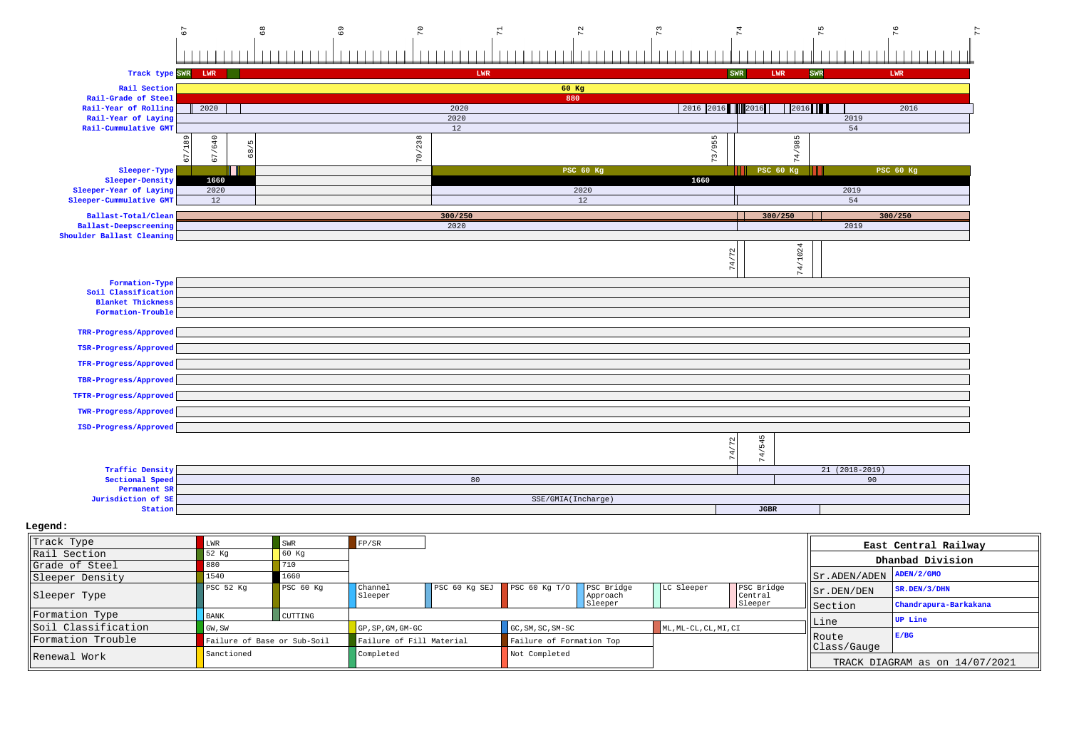**Km:** 67 | 68 | 69 | 70 | 71 | 72 | 73 | 74 | 75 | 76 | 77

| Attribute | Values |
|---|---|
| Track type | SWR, LWR, LWR, SWR, LWR, SWR, LWR |
| Rail Section | 60 Kg |
| Rail-Grade of Steel | 880 |
| Rail-Year of Rolling | 2020, 2020, 2016, 2016, 2016, 2016, 2016 |
| Rail-Year of Laying | 2020, 2019 |
| Rail-Cummulative GMT | 12, 54 |
| | 67/189, 67/640, 68/5, 70/238, 73/955, 74/985 |
| Sleeper-Type | PSC 60 Kg, PSC 60 Kg, PSC 60 Kg |
| Sleeper-Density | 1660, 1660 |
| Sleeper-Year of Laying | 2020, 2020, 2019 |
| Sleeper-Cummulative GMT | 12, 12, 54 |
| Ballast-Total/Clean | 300/250, 300/250, 300/250 |
| Ballast-Deepscreening | 2020, 2019 |
| Shoulder Ballast Cleaning | |
| | 74/72, 74/1024 |
| Formation-Type | |
| Soil Classification | |
| Blanket Thickness | |
| Formation-Trouble | |
| TRR-Progress/Approved | |
| TSR-Progress/Approved | |
| TFR-Progress/Approved | |
| TBR-Progress/Approved | |
| TFTR-Progress/Approved | |
| TWR-Progress/Approved | |
| ISD-Progress/Approved | |
| | 74/72, 74/545 |
| Traffic Density | 21 (2018-2019) |
| Sectional Speed | 80, 90 |
| Permanent SR | |
| Jurisdiction of SE | SSE/GMIA(Incharge) |
| Station | JGBR |

**Legend:**

| | | | | | | | | |
|---|---|---|---|---|---|---|---|---|
| Track Type | LWR | SWR | FP/SR | | | | | |
| Rail Section | 52 Kg | 60 Kg | | | | | | |
| Grade of Steel | 880 | 710 | | | | | | |
| Sleeper Density | 1540 | 1660 | | | | | | |
| Sleeper Type | PSC 52 Kg | PSC 60 Kg | Channel Sleeper | PSC 60 Kg SEJ | PSC 60 Kg T/O | PSC Bridge Approach Sleeper | LC Sleeper | PSC Bridge Central Sleeper |
| Formation Type | BANK | CUTTING | | | | | | |
| Soil Classification | GW, SW | | GP, SP, GM, GM-GC | | GC, SM, SC, SM-SC | | ML, ML-CL, CL, MI, CI | |
| Formation Trouble | Failure of Base or Sub-Soil | | Failure of Fill Material | | Failure of Formation Top | | | |
| Renewal Work | Sanctioned | | Completed | | Not Completed | | | |

| East Central Railway | |
|---|---|
| Dhanbad Division | |
| Sr.ADEN/ADEN | ADEN/2/GMO |
| Sr.DEN/DEN | SR.DEN/3/DHN |
| Section | Chandrapura-Barkakana |
| Line | UP Line |
| Route Class/Gauge | E/BG |
| TRACK DIAGRAM as on 14/07/2021 | |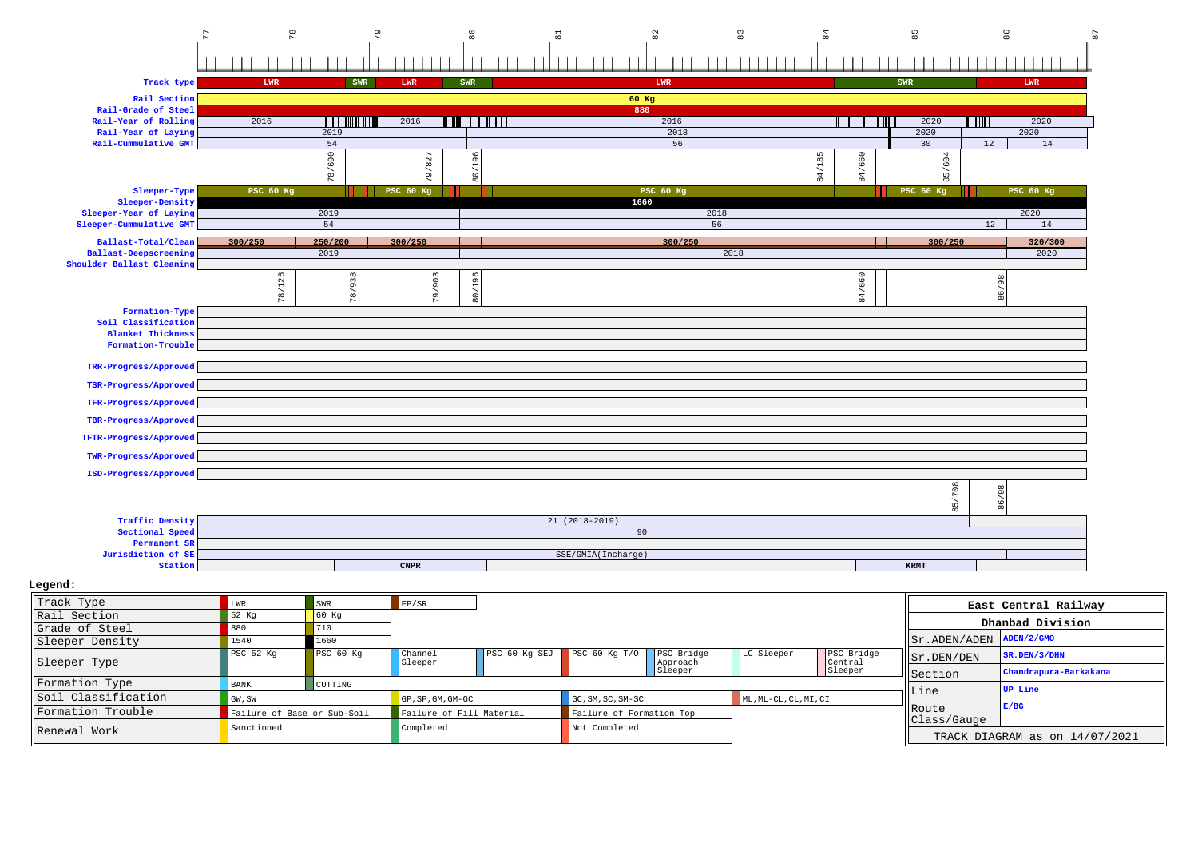| | 77 | 78 | 79 | 80 | 81 | 82 | 83 | 84 | 85 | 86 | 87 |
|---|---|---|---|---|---|---|---|---|---|---|---|

| Attribute | Values |
|---|---|
| Track type | LWR, SWR, LWR, SWR, LWR, SWR, LWR |
| Rail Section | 60 Kg |
| Rail-Grade of Steel | 880 |
| Rail-Year of Rolling | 2016, 2016, 2016, 2020, 2020 |
| Rail-Year of Laying | 2019, 2018, 2020, 2020 |
| Rail-Cummulative GMT | 54, 56, 30, 12, 14 |
| | 78/690, 79/827, 80/196, 84/185, 84/660, 85/604 |
| Sleeper-Type | PSC 60 Kg, PSC 60 Kg, PSC 60 Kg, PSC 60 Kg, PSC 60 Kg |
| Sleeper-Density | 1660 |
| Sleeper-Year of Laying | 2019, 2018, 2020 |
| Sleeper-Cummulative GMT | 54, 56, 12, 14 |
| Ballast-Total/Clean | 300/250, 250/200, 300/250, 300/250, 300/250, 320/300 |
| Ballast-Deepscreening | 2019, 2018, 2020 |
| Shoulder Ballast Cleaning | |
| | 78/126, 78/938, 79/903, 80/196, 84/660, 86/98 |
| Formation-Type | |
| Soil Classification | |
| Blanket Thickness | |
| Formation-Trouble | |
| TRR-Progress/Approved | |
| TSR-Progress/Approved | |
| TFR-Progress/Approved | |
| TBR-Progress/Approved | |
| TFTR-Progress/Approved | |
| TWR-Progress/Approved | |
| ISD-Progress/Approved | |
| | 85/708, 86/98 |
| Traffic Density | 21 (2018-2019) |
| Sectional Speed | 90 |
| Permanent SR | |
| Jurisdiction of SE | SSE/GMIA(Incharge) |
| Station | CNPR, KRMT |

**Legend:**

| | | | | | | |
|---|---|---|---|---|---|---|
| Track Type | LWR | SWR | FP/SR | | | |
| Rail Section | 52 Kg | 60 Kg | | | | |
| Grade of Steel | 880 | 710 | | | | |
| Sleeper Density | 1540 | 1660 | | | | |
| Sleeper Type | PSC 52 Kg | PSC 60 Kg | Channel Sleeper | PSC 60 Kg SEJ | PSC 60 Kg T/O | PSC Bridge Approach Sleeper | LC Sleeper | PSC Bridge Central Sleeper |
| Formation Type | BANK | CUTTING | | | | |
| Soil Classification | GW,SW | | GP,SP,GM,GM-GC | GC,SM,SC,SM-SC | ML,ML-CL,CL,MI,CI | |
| Formation Trouble | Failure of Base or Sub-Soil | | Failure of Fill Material | Failure of Formation Top | | |
| Renewal Work | Sanctioned | | Completed | Not Completed | | |

| East Central Railway | |
|---|---|
| Dhanbad Division | |
| Sr.ADEN/ADEN | ADEN/2/GMO |
| Sr.DEN/DEN | SR.DEN/3/DHN |
| Section | Chandrapura-Barkakana |
| Line | UP Line |
| Route Class/Gauge | E/BG |
| TRACK DIAGRAM as on 14/07/2021 | |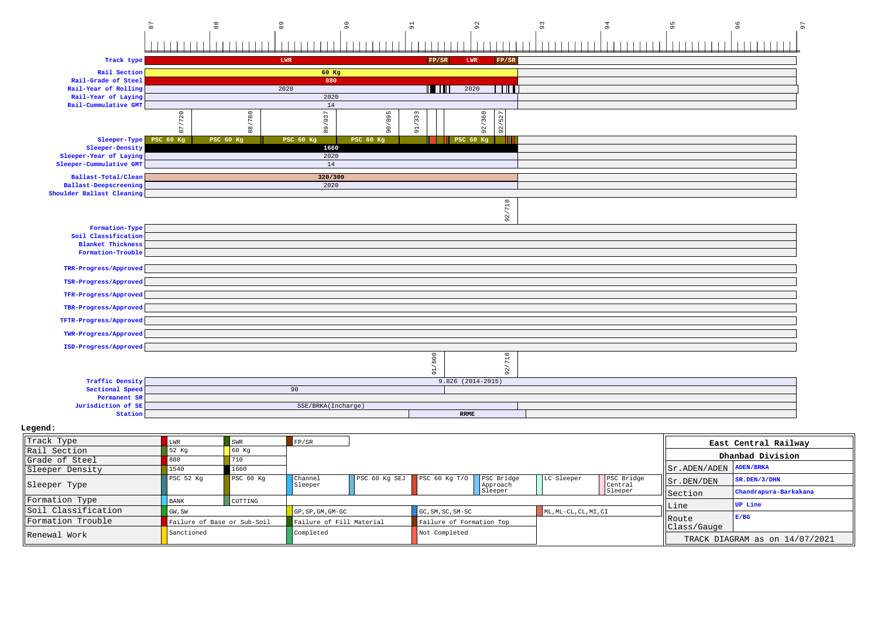87 88 89 90 91 92 93 94 95 96 97

Track type: LWR | FP/SR | LWR | FP/SR

Rail Section: 60 Kg

Rail-Grade of Steel: 880

Rail-Year of Rolling: 2020 | 2020

Rail-Year of Laying: 2020

Rail-Cummulative GMT: 14

87/720 88/780 89/937 90/895 91/333 92/360 92/527

Sleeper-Type: PSC 60 Kg | PSC 60 Kg | PSC 60 Kg | PSC 60 Kg | PSC 60 Kg

Sleeper-Density: 1660

Sleeper-Year of Laying: 2020

Sleeper-Cummulative GMT: 14

Ballast-Total/Clean: 320/300

Ballast-Deepscreening: 2020

Shoulder Ballast Cleaning

92/718

Formation-Type

Soil Classification

Blanket Thickness

Formation-Trouble

TRR-Progress/Approved

TSR-Progress/Approved

TFR-Progress/Approved

TBR-Progress/Approved

TFTR-Progress/Approved

TWR-Progress/Approved

ISD-Progress/Approved

91/600 92/718

Traffic Density: 9.826 (2014-2015)

Sectional Speed: 90

Permanent SR

Jurisdiction of SE: SSE/BRKA(Incharge)

Station: RRME

**Legend:**

| | | | | | | | |
|---|---|---|---|---|---|---|---|
| Track Type | LWR | SWR | FP/SR | | | | |
| Rail Section | 52 Kg | 60 Kg | | | | | |
| Grade of Steel | 880 | 710 | | | | | |
| Sleeper Density | 1540 | 1660 | | | | | |
| Sleeper Type | PSC 52 Kg | PSC 60 Kg | Channel Sleeper | PSC 60 Kg SEJ | PSC 60 Kg T/O | PSC Bridge Approach Sleeper | LC Sleeper | PSC Bridge Central Sleeper |
| Formation Type | BANK | CUTTING | | | | | |
| Soil Classification | GW, SW | | GP, SP, GM, GM-GC | | GC, SM, SC, SM-SC | | ML, ML-CL, CL, MI, CI |
| Formation Trouble | Failure of Base or Sub-Soil | | Failure of Fill Material | | Failure of Formation Top | | |
| Renewal Work | Sanctioned | | Completed | | Not Completed | | |

| East Central Railway | |
|---|---|
| Dhanbad Division | |
| Sr.ADEN/ADEN | ADEN/BRKA |
| Sr.DEN/DEN | SR.DEN/3/DHN |
| Section | Chandrapura-Barkakana |
| Line | UP Line |
| Route Class/Gauge | E/BG |
| TRACK DIAGRAM as on 14/07/2021 | |